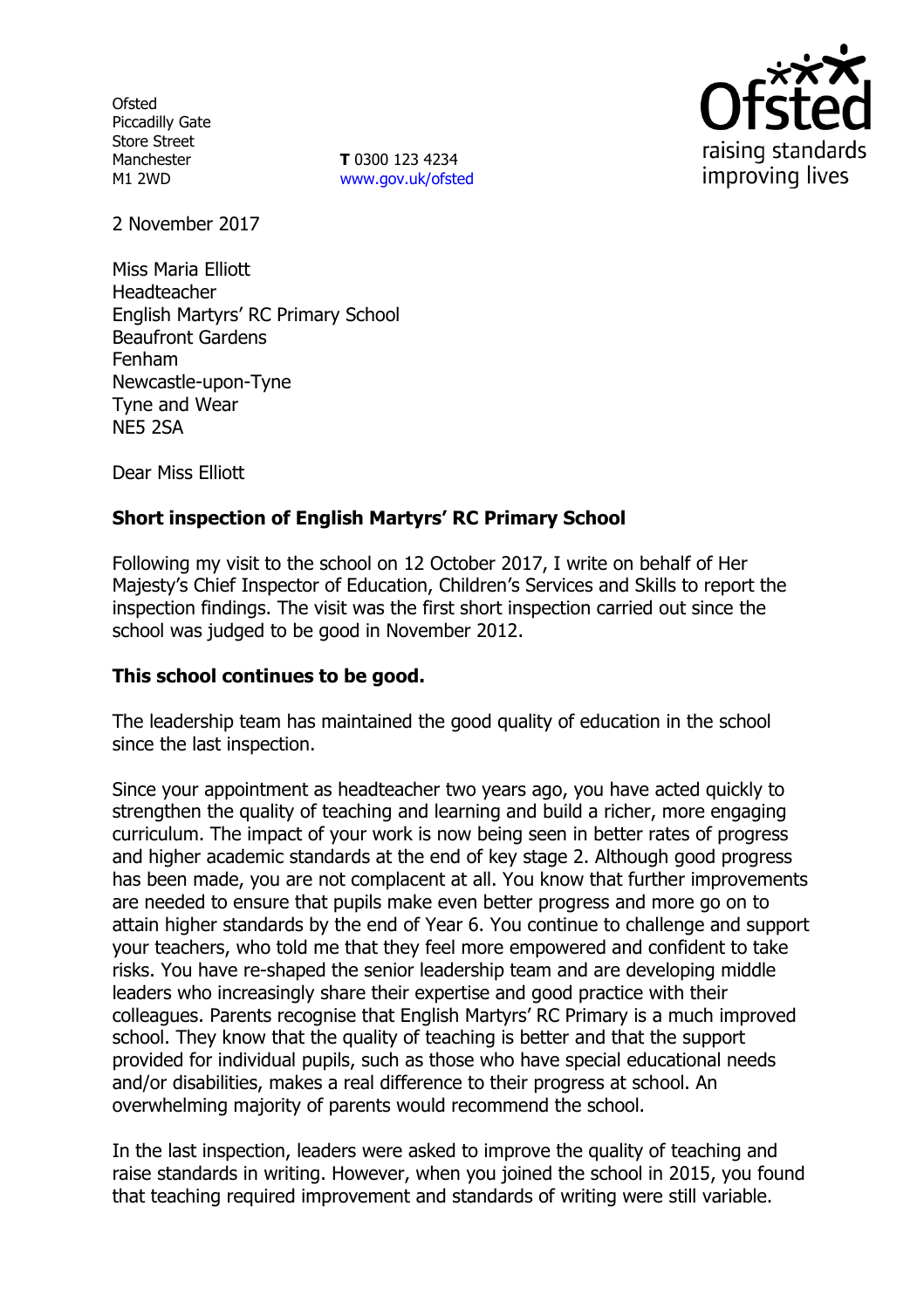Ofsted
Piccadilly Gate
Store Street
Manchester
M1 2WD

**T** 0300 123 4234
www.gov.uk/ofsted

2 November 2017

Miss Maria Elliott
Headteacher
English Martyrs' RC Primary School
Beaufront Gardens
Fenham
Newcastle-upon-Tyne
Tyne and Wear
NE5 2SA

Dear Miss Elliott

**Short inspection of English Martyrs' RC Primary School**

Following my visit to the school on 12 October 2017, I write on behalf of Her Majesty's Chief Inspector of Education, Children's Services and Skills to report the inspection findings. The visit was the first short inspection carried out since the school was judged to be good in November 2012.

**This school continues to be good.**

The leadership team has maintained the good quality of education in the school since the last inspection.

Since your appointment as headteacher two years ago, you have acted quickly to strengthen the quality of teaching and learning and build a richer, more engaging curriculum. The impact of your work is now being seen in better rates of progress and higher academic standards at the end of key stage 2. Although good progress has been made, you are not complacent at all. You know that further improvements are needed to ensure that pupils make even better progress and more go on to attain higher standards by the end of Year 6. You continue to challenge and support your teachers, who told me that they feel more empowered and confident to take risks. You have re-shaped the senior leadership team and are developing middle leaders who increasingly share their expertise and good practice with their colleagues. Parents recognise that English Martyrs' RC Primary is a much improved school. They know that the quality of teaching is better and that the support provided for individual pupils, such as those who have special educational needs and/or disabilities, makes a real difference to their progress at school. An overwhelming majority of parents would recommend the school.

In the last inspection, leaders were asked to improve the quality of teaching and raise standards in writing. However, when you joined the school in 2015, you found that teaching required improvement and standards of writing were still variable.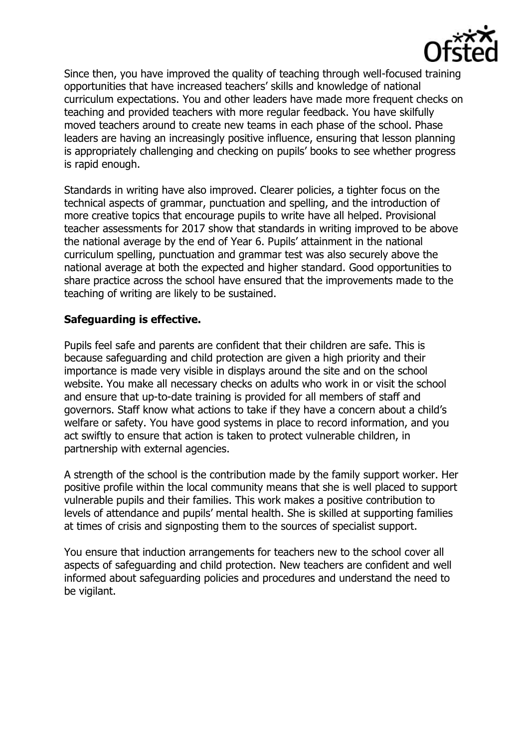Since then, you have improved the quality of teaching through well-focused training opportunities that have increased teachers' skills and knowledge of national curriculum expectations. You and other leaders have made more frequent checks on teaching and provided teachers with more regular feedback. You have skilfully moved teachers around to create new teams in each phase of the school. Phase leaders are having an increasingly positive influence, ensuring that lesson planning is appropriately challenging and checking on pupils' books to see whether progress is rapid enough.

Standards in writing have also improved. Clearer policies, a tighter focus on the technical aspects of grammar, punctuation and spelling, and the introduction of more creative topics that encourage pupils to write have all helped. Provisional teacher assessments for 2017 show that standards in writing improved to be above the national average by the end of Year 6. Pupils' attainment in the national curriculum spelling, punctuation and grammar test was also securely above the national average at both the expected and higher standard. Good opportunities to share practice across the school have ensured that the improvements made to the teaching of writing are likely to be sustained.

**Safeguarding is effective.**

Pupils feel safe and parents are confident that their children are safe. This is because safeguarding and child protection are given a high priority and their importance is made very visible in displays around the site and on the school website. You make all necessary checks on adults who work in or visit the school and ensure that up-to-date training is provided for all members of staff and governors. Staff know what actions to take if they have a concern about a child's welfare or safety. You have good systems in place to record information, and you act swiftly to ensure that action is taken to protect vulnerable children, in partnership with external agencies.

A strength of the school is the contribution made by the family support worker. Her positive profile within the local community means that she is well placed to support vulnerable pupils and their families. This work makes a positive contribution to levels of attendance and pupils' mental health. She is skilled at supporting families at times of crisis and signposting them to the sources of specialist support.

You ensure that induction arrangements for teachers new to the school cover all aspects of safeguarding and child protection. New teachers are confident and well informed about safeguarding policies and procedures and understand the need to be vigilant.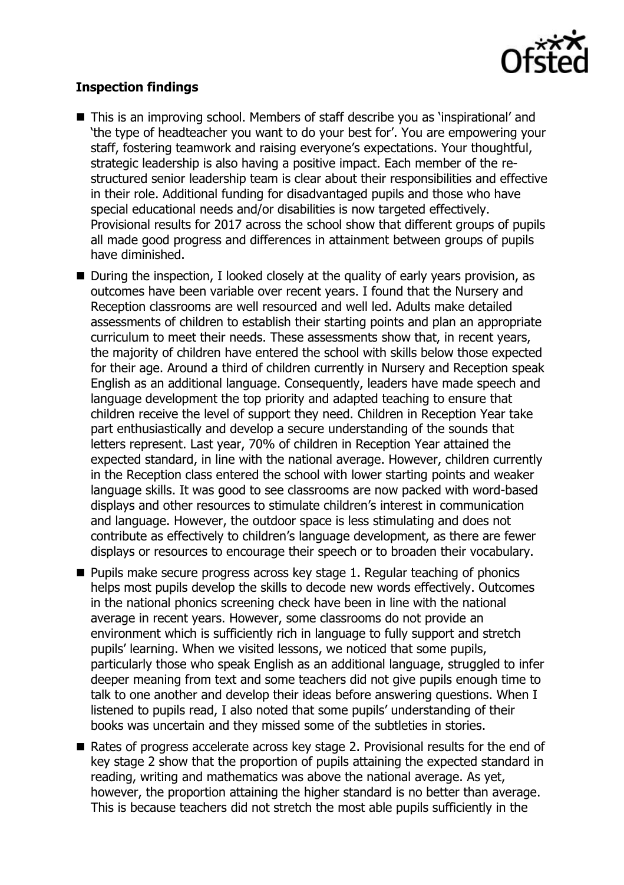**Inspection findings**

- This is an improving school. Members of staff describe you as 'inspirational' and 'the type of headteacher you want to do your best for'. You are empowering your staff, fostering teamwork and raising everyone's expectations. Your thoughtful, strategic leadership is also having a positive impact. Each member of the re-structured senior leadership team is clear about their responsibilities and effective in their role. Additional funding for disadvantaged pupils and those who have special educational needs and/or disabilities is now targeted effectively. Provisional results for 2017 across the school show that different groups of pupils all made good progress and differences in attainment between groups of pupils have diminished.
- During the inspection, I looked closely at the quality of early years provision, as outcomes have been variable over recent years. I found that the Nursery and Reception classrooms are well resourced and well led. Adults make detailed assessments of children to establish their starting points and plan an appropriate curriculum to meet their needs. These assessments show that, in recent years, the majority of children have entered the school with skills below those expected for their age. Around a third of children currently in Nursery and Reception speak English as an additional language. Consequently, leaders have made speech and language development the top priority and adapted teaching to ensure that children receive the level of support they need. Children in Reception Year take part enthusiastically and develop a secure understanding of the sounds that letters represent. Last year, 70% of children in Reception Year attained the expected standard, in line with the national average. However, children currently in the Reception class entered the school with lower starting points and weaker language skills. It was good to see classrooms are now packed with word-based displays and other resources to stimulate children's interest in communication and language. However, the outdoor space is less stimulating and does not contribute as effectively to children's language development, as there are fewer displays or resources to encourage their speech or to broaden their vocabulary.
- Pupils make secure progress across key stage 1. Regular teaching of phonics helps most pupils develop the skills to decode new words effectively. Outcomes in the national phonics screening check have been in line with the national average in recent years. However, some classrooms do not provide an environment which is sufficiently rich in language to fully support and stretch pupils' learning. When we visited lessons, we noticed that some pupils, particularly those who speak English as an additional language, struggled to infer deeper meaning from text and some teachers did not give pupils enough time to talk to one another and develop their ideas before answering questions. When I listened to pupils read, I also noted that some pupils' understanding of their books was uncertain and they missed some of the subtleties in stories.
- Rates of progress accelerate across key stage 2. Provisional results for the end of key stage 2 show that the proportion of pupils attaining the expected standard in reading, writing and mathematics was above the national average. As yet, however, the proportion attaining the higher standard is no better than average. This is because teachers did not stretch the most able pupils sufficiently in the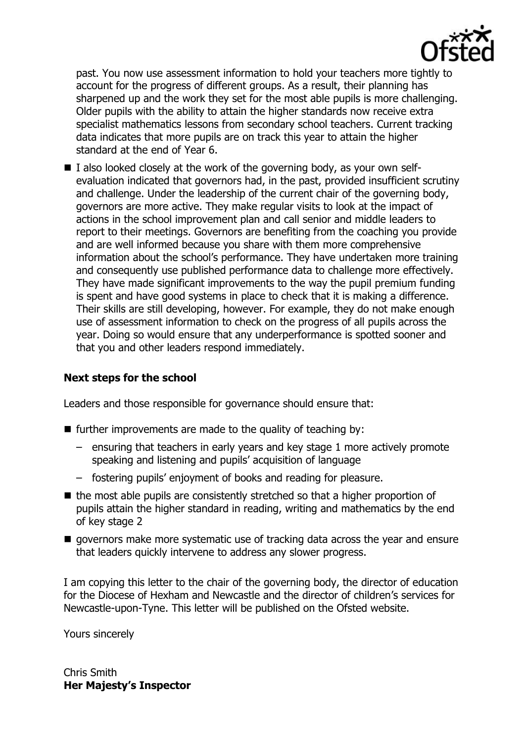past. You now use assessment information to hold your teachers more tightly to account for the progress of different groups. As a result, their planning has sharpened up and the work they set for the most able pupils is more challenging. Older pupils with the ability to attain the higher standards now receive extra specialist mathematics lessons from secondary school teachers. Current tracking data indicates that more pupils are on track this year to attain the higher standard at the end of Year 6.

- I also looked closely at the work of the governing body, as your own self-evaluation indicated that governors had, in the past, provided insufficient scrutiny and challenge. Under the leadership of the current chair of the governing body, governors are more active. They make regular visits to look at the impact of actions in the school improvement plan and call senior and middle leaders to report to their meetings. Governors are benefiting from the coaching you provide and are well informed because you share with them more comprehensive information about the school's performance. They have undertaken more training and consequently use published performance data to challenge more effectively. They have made significant improvements to the way the pupil premium funding is spent and have good systems in place to check that it is making a difference. Their skills are still developing, however. For example, they do not make enough use of assessment information to check on the progress of all pupils across the year. Doing so would ensure that any underperformance is spotted sooner and that you and other leaders respond immediately.

## Next steps for the school

Leaders and those responsible for governance should ensure that:

- further improvements are made to the quality of teaching by:
  - ensuring that teachers in early years and key stage 1 more actively promote speaking and listening and pupils' acquisition of language
  - fostering pupils' enjoyment of books and reading for pleasure.
- the most able pupils are consistently stretched so that a higher proportion of pupils attain the higher standard in reading, writing and mathematics by the end of key stage 2
- governors make more systematic use of tracking data across the year and ensure that leaders quickly intervene to address any slower progress.

I am copying this letter to the chair of the governing body, the director of education for the Diocese of Hexham and Newcastle and the director of children's services for Newcastle-upon-Tyne. This letter will be published on the Ofsted website.

Yours sincerely

Chris Smith
**Her Majesty's Inspector**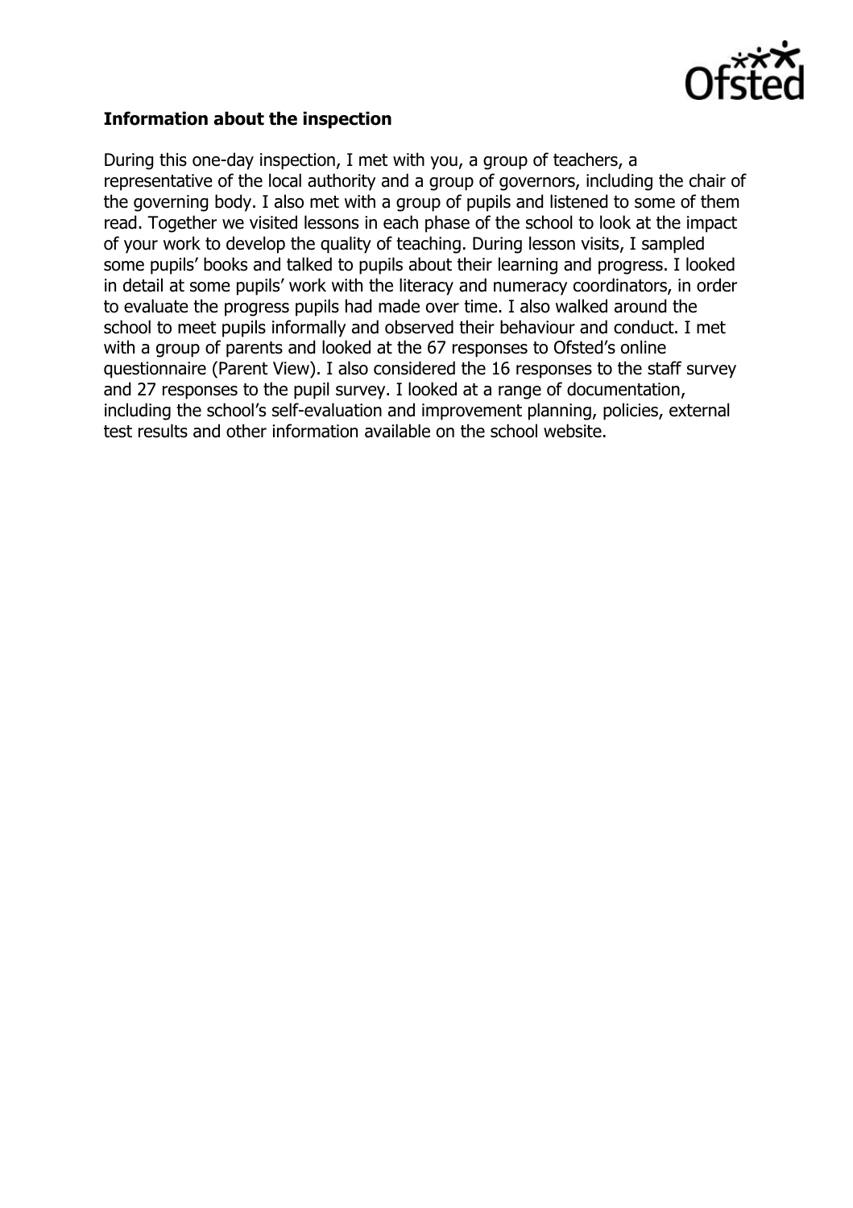**Information about the inspection**

During this one-day inspection, I met with you, a group of teachers, a representative of the local authority and a group of governors, including the chair of the governing body. I also met with a group of pupils and listened to some of them read. Together we visited lessons in each phase of the school to look at the impact of your work to develop the quality of teaching. During lesson visits, I sampled some pupils' books and talked to pupils about their learning and progress. I looked in detail at some pupils' work with the literacy and numeracy coordinators, in order to evaluate the progress pupils had made over time. I also walked around the school to meet pupils informally and observed their behaviour and conduct. I met with a group of parents and looked at the 67 responses to Ofsted's online questionnaire (Parent View). I also considered the 16 responses to the staff survey and 27 responses to the pupil survey. I looked at a range of documentation, including the school's self-evaluation and improvement planning, policies, external test results and other information available on the school website.